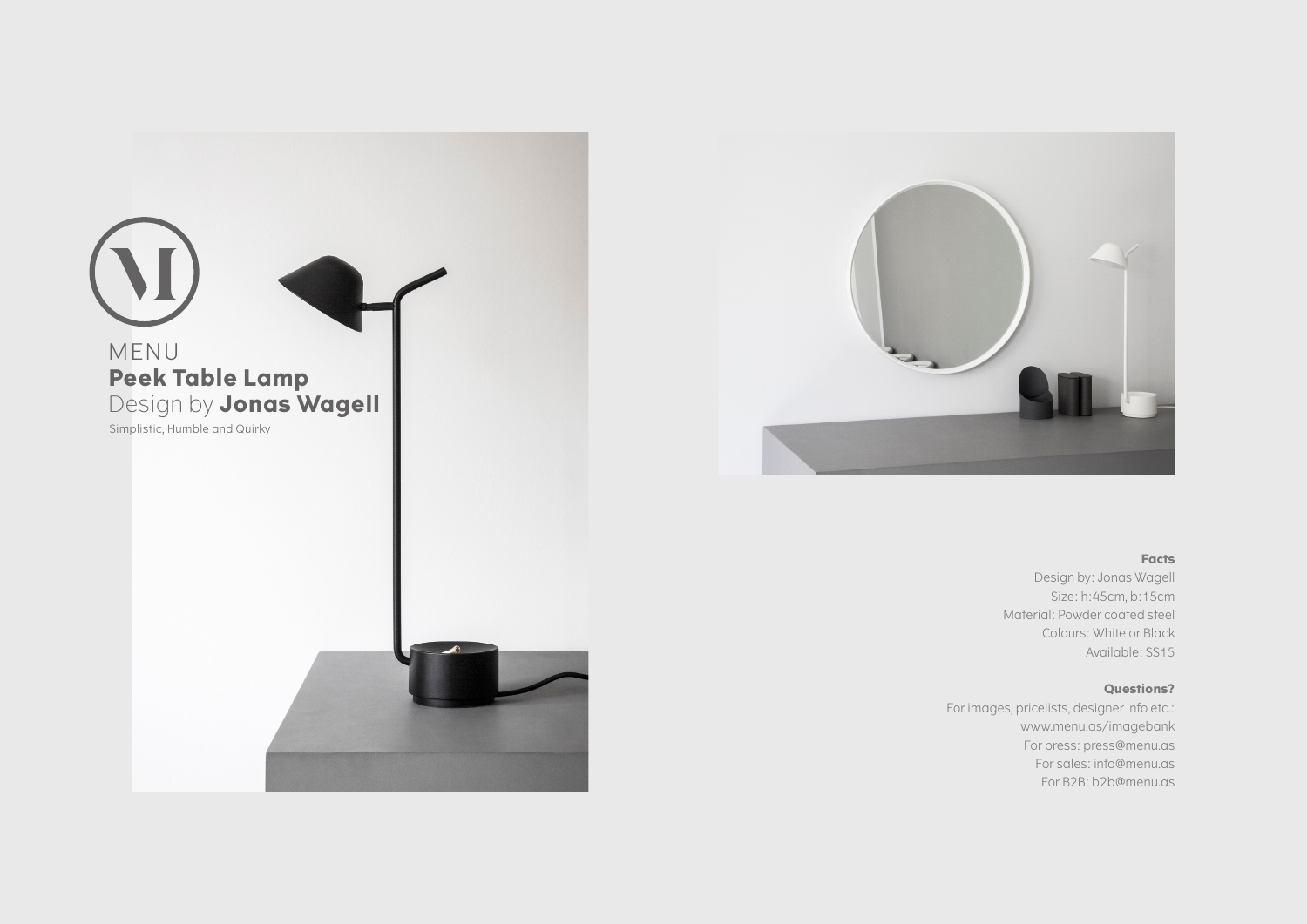MENU

# Peek Table Lamp

## Design by **Jonas Wagell**

Simplistic, Humble and Quirky

**Facts**

Design by: Jonas Wagell
Size: h:45cm, b:15cm
Material: Powder coated steel
Colours: White or Black
Available: SS15

**Questions?**

For images, pricelists, designer info etc.:
www.menu.as/imagebank
For press: press@menu.as
For sales: info@menu.as
For B2B: b2b@menu.as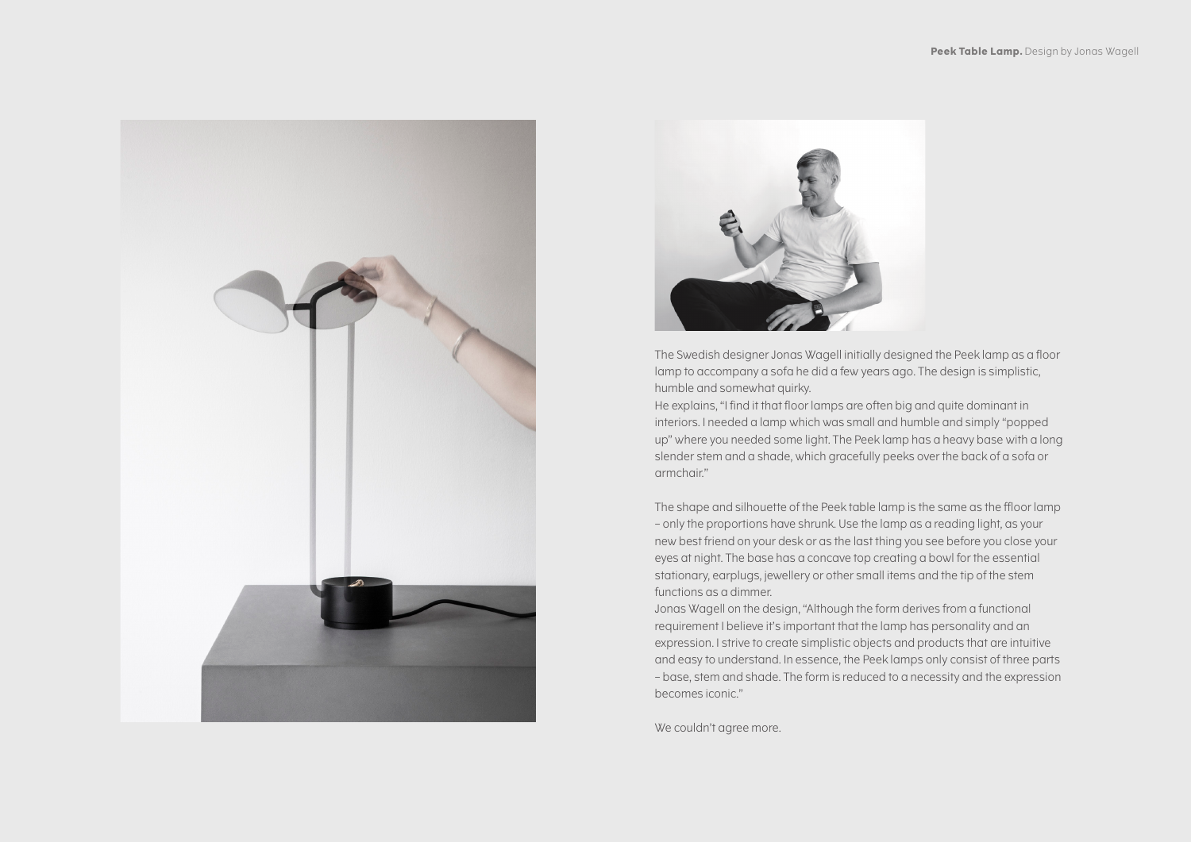The Swedish designer Jonas Wagell initially designed the Peek lamp as a floor lamp to accompany a sofa he did a few years ago. The design is simplistic, humble and somewhat quirky.
He explains, “I find it that floor lamps are often big and quite dominant in interiors. I needed a lamp which was small and humble and simply “popped up” where you needed some light. The Peek lamp has a heavy base with a long slender stem and a shade, which gracefully peeks over the back of a sofa or armchair.”

The shape and silhouette of the Peek table lamp is the same as the ffloor lamp – only the proportions have shrunk. Use the lamp as a reading light, as your new best friend on your desk or as the last thing you see before you close your eyes at night. The base has a concave top creating a bowl for the essential stationary, earplugs, jewellery or other small items and the tip of the stem functions as a dimmer.
Jonas Wagell on the design, “Although the form derives from a functional requirement I believe it’s important that the lamp has personality and an expression. I strive to create simplistic objects and products that are intuitive and easy to understand. In essence, the Peek lamps only consist of three parts – base, stem and shade. The form is reduced to a necessity and the expression becomes iconic.”

We couldn’t agree more.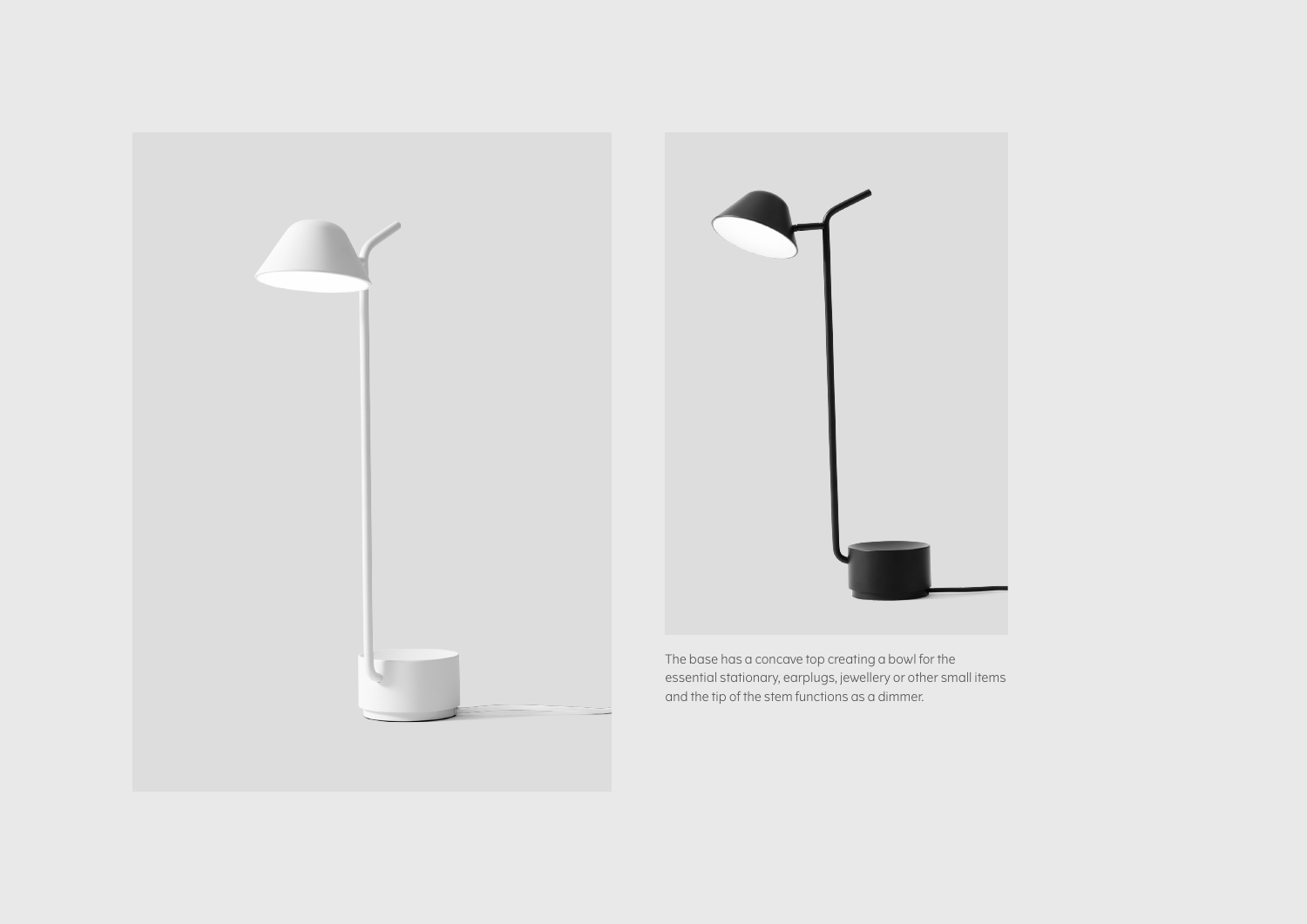The base has a concave top creating a bowl for the essential stationary, earplugs, jewellery or other small items and the tip of the stem functions as a dimmer.